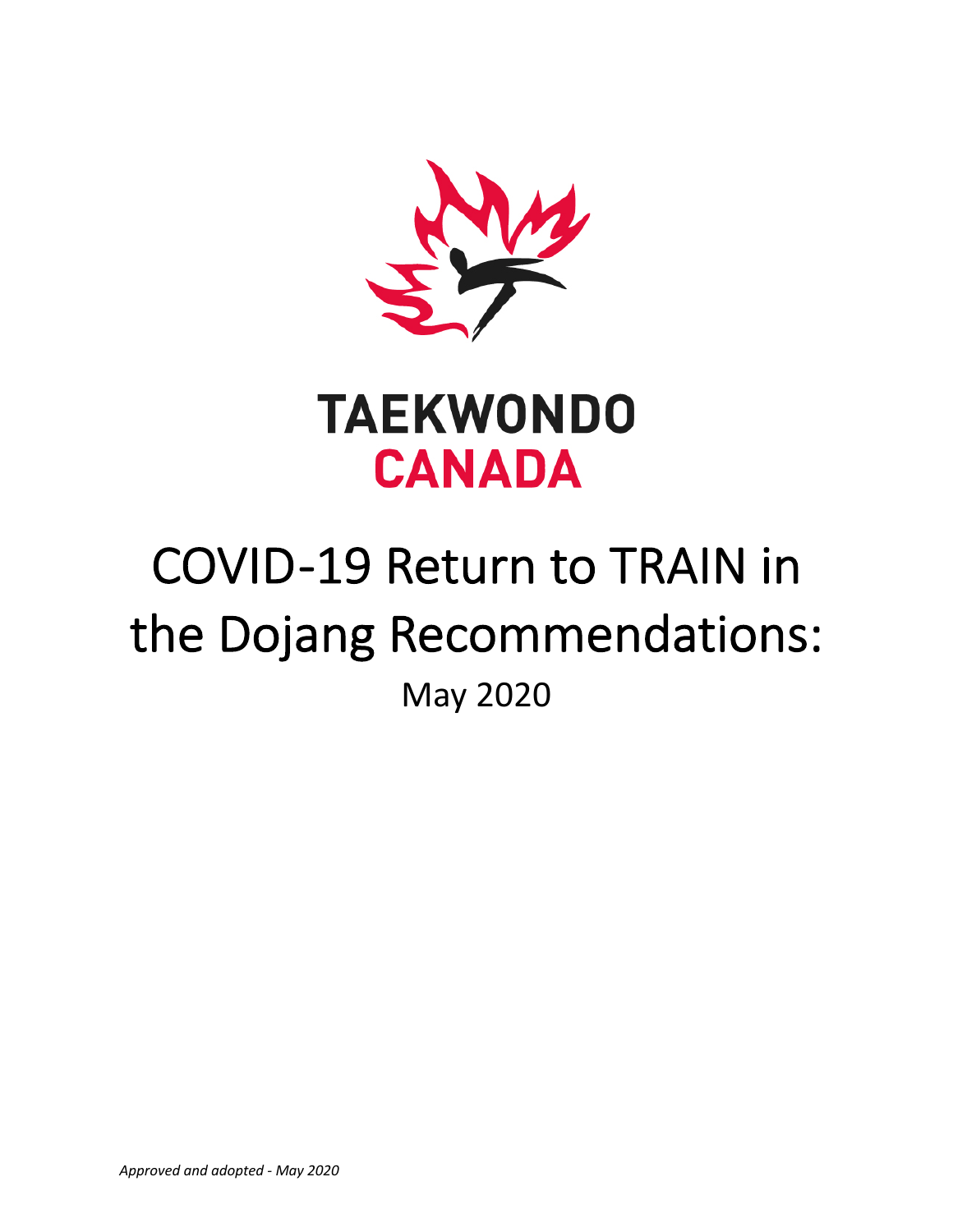TAEKWONDO
CANADA

# COVID-19 Return to TRAIN in the Dojang Recommendations:

May 2020

*Approved and adopted - May 2020*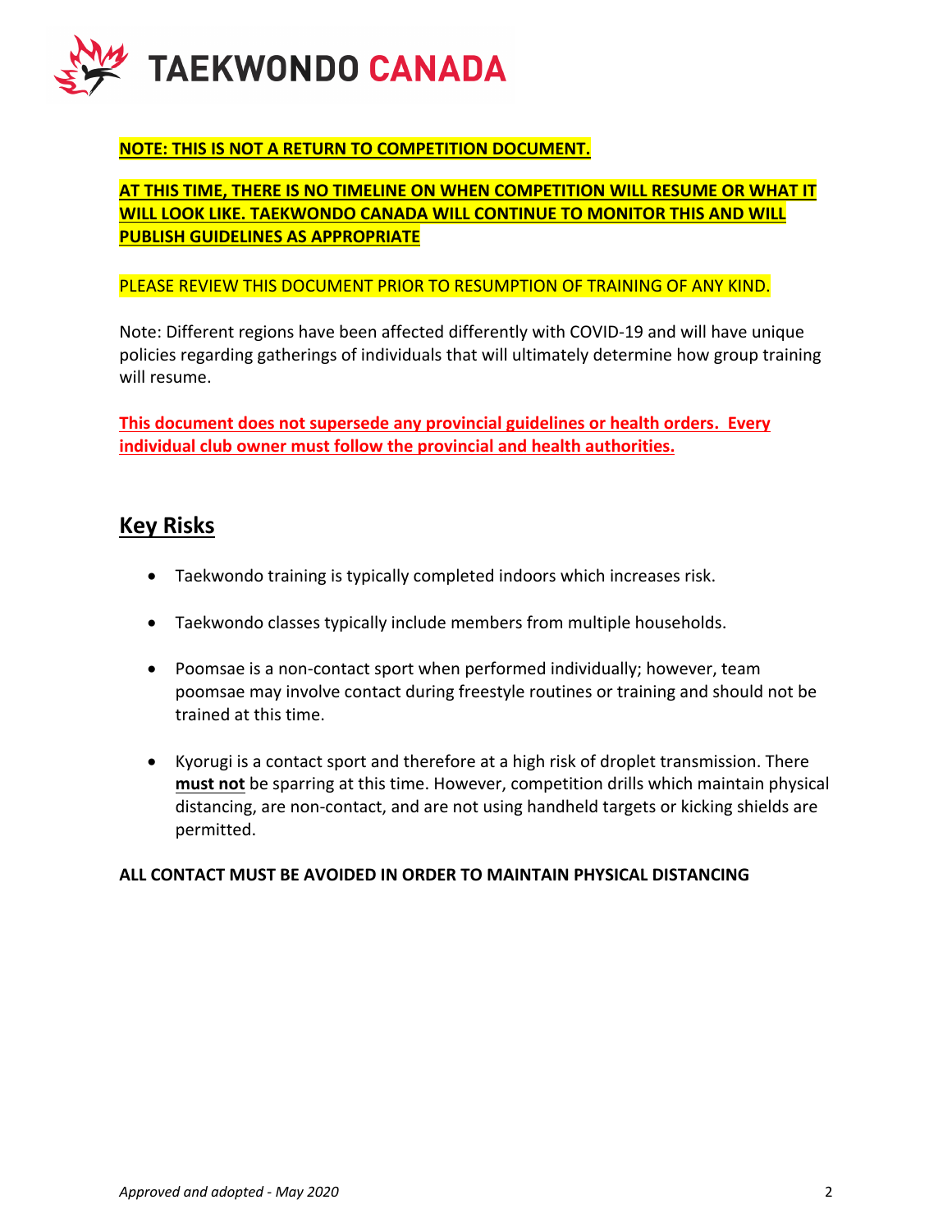**NOTE: THIS IS NOT A RETURN TO COMPETITION DOCUMENT.**

**AT THIS TIME, THERE IS NO TIMELINE ON WHEN COMPETITION WILL RESUME OR WHAT IT WILL LOOK LIKE. TAEKWONDO CANADA WILL CONTINUE TO MONITOR THIS AND WILL PUBLISH GUIDELINES AS APPROPRIATE**

PLEASE REVIEW THIS DOCUMENT PRIOR TO RESUMPTION OF TRAINING OF ANY KIND.

Note: Different regions have been affected differently with COVID-19 and will have unique policies regarding gatherings of individuals that will ultimately determine how group training will resume.

**This document does not supersede any provincial guidelines or health orders. Every individual club owner must follow the provincial and health authorities.**

## Key Risks

- Taekwondo training is typically completed indoors which increases risk.
- Taekwondo classes typically include members from multiple households.
- Poomsae is a non-contact sport when performed individually; however, team poomsae may involve contact during freestyle routines or training and should not be trained at this time.
- Kyorugi is a contact sport and therefore at a high risk of droplet transmission. There **must not** be sparring at this time. However, competition drills which maintain physical distancing, are non-contact, and are not using handheld targets or kicking shields are permitted.

**ALL CONTACT MUST BE AVOIDED IN ORDER TO MAINTAIN PHYSICAL DISTANCING**

*Approved and adopted - May 2020*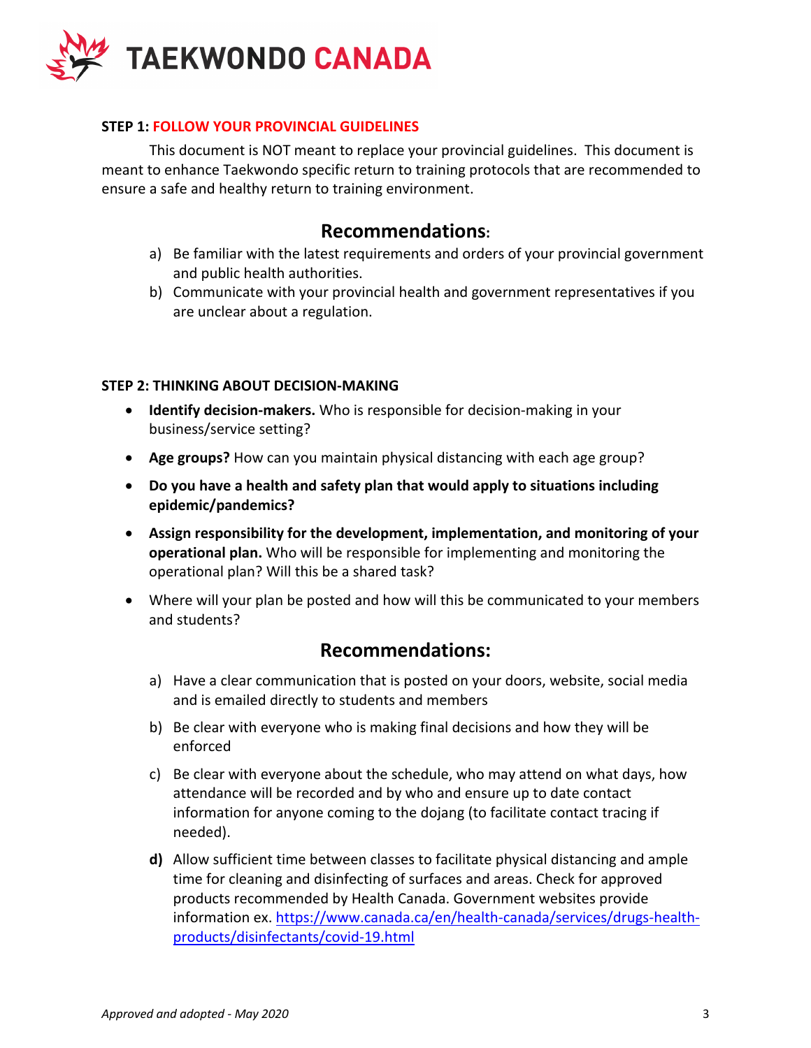**STEP 1: FOLLOW YOUR PROVINCIAL GUIDELINES**

This document is NOT meant to replace your provincial guidelines. This document is meant to enhance Taekwondo specific return to training protocols that are recommended to ensure a safe and healthy return to training environment.

## Recommendations:

a) Be familiar with the latest requirements and orders of your provincial government and public health authorities.
b) Communicate with your provincial health and government representatives if you are unclear about a regulation.

**STEP 2: THINKING ABOUT DECISION-MAKING**

- **Identify decision-makers.** Who is responsible for decision-making in your business/service setting?
- **Age groups?** How can you maintain physical distancing with each age group?
- **Do you have a health and safety plan that would apply to situations including epidemic/pandemics?**
- **Assign responsibility for the development, implementation, and monitoring of your operational plan.** Who will be responsible for implementing and monitoring the operational plan? Will this be a shared task?
- Where will your plan be posted and how will this be communicated to your members and students?

## Recommendations:

a) Have a clear communication that is posted on your doors, website, social media and is emailed directly to students and members
b) Be clear with everyone who is making final decisions and how they will be enforced
c) Be clear with everyone about the schedule, who may attend on what days, how attendance will be recorded and by who and ensure up to date contact information for anyone coming to the dojang (to facilitate contact tracing if needed).
**d)** Allow sufficient time between classes to facilitate physical distancing and ample time for cleaning and disinfecting of surfaces and areas. Check for approved products recommended by Health Canada. Government websites provide information ex. https://www.canada.ca/en/health-canada/services/drugs-health-products/disinfectants/covid-19.html

*Approved and adopted - May 2020*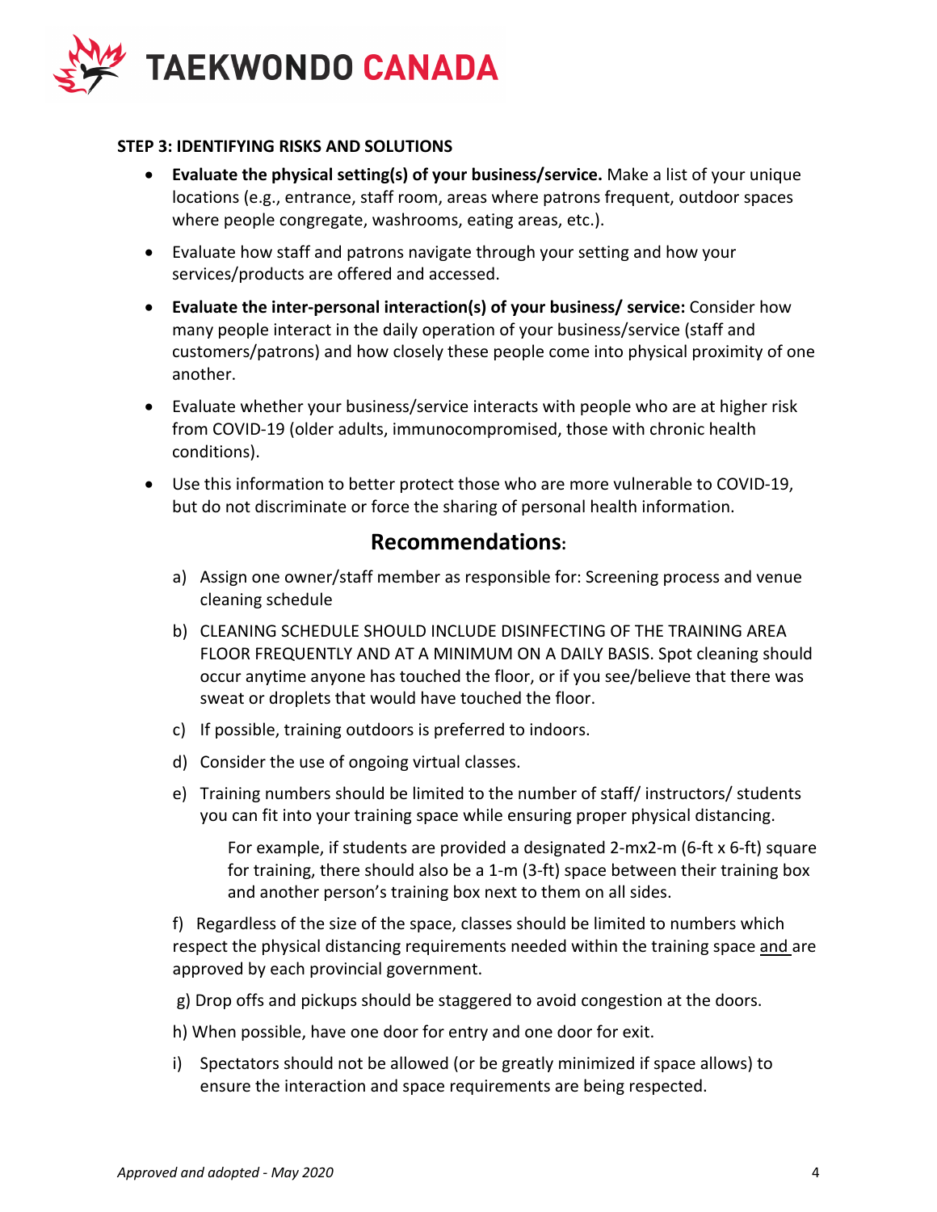**STEP 3: IDENTIFYING RISKS AND SOLUTIONS**

- **Evaluate the physical setting(s) of your business/service.** Make a list of your unique locations (e.g., entrance, staff room, areas where patrons frequent, outdoor spaces where people congregate, washrooms, eating areas, etc.).
- Evaluate how staff and patrons navigate through your setting and how your services/products are offered and accessed.
- **Evaluate the inter-personal interaction(s) of your business/ service:** Consider how many people interact in the daily operation of your business/service (staff and customers/patrons) and how closely these people come into physical proximity of one another.
- Evaluate whether your business/service interacts with people who are at higher risk from COVID-19 (older adults, immunocompromised, those with chronic health conditions).
- Use this information to better protect those who are more vulnerable to COVID-19, but do not discriminate or force the sharing of personal health information.

## Recommendations:

a) Assign one owner/staff member as responsible for: Screening process and venue cleaning schedule

b) CLEANING SCHEDULE SHOULD INCLUDE DISINFECTING OF THE TRAINING AREA FLOOR FREQUENTLY AND AT A MINIMUM ON A DAILY BASIS. Spot cleaning should occur anytime anyone has touched the floor, or if you see/believe that there was sweat or droplets that would have touched the floor.

c) If possible, training outdoors is preferred to indoors.

d) Consider the use of ongoing virtual classes.

e) Training numbers should be limited to the number of staff/ instructors/ students you can fit into your training space while ensuring proper physical distancing.

For example, if students are provided a designated 2-mx2-m (6-ft x 6-ft) square for training, there should also be a 1-m (3-ft) space between their training box and another person's training box next to them on all sides.

f) Regardless of the size of the space, classes should be limited to numbers which respect the physical distancing requirements needed within the training space <u>and</u> are approved by each provincial government.

g) Drop offs and pickups should be staggered to avoid congestion at the doors.

h) When possible, have one door for entry and one door for exit.

i) Spectators should not be allowed (or be greatly minimized if space allows) to ensure the interaction and space requirements are being respected.

*Approved and adopted - May 2020*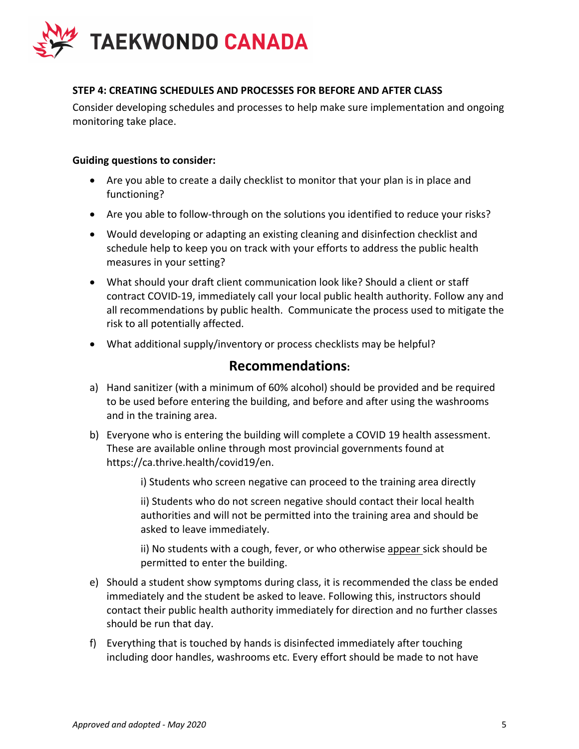### STEP 4: CREATING SCHEDULES AND PROCESSES FOR BEFORE AND AFTER CLASS

Consider developing schedules and processes to help make sure implementation and ongoing monitoring take place.

**Guiding questions to consider:**

- Are you able to create a daily checklist to monitor that your plan is in place and functioning?
- Are you able to follow-through on the solutions you identified to reduce your risks?
- Would developing or adapting an existing cleaning and disinfection checklist and schedule help to keep you on track with your efforts to address the public health measures in your setting?
- What should your draft client communication look like? Should a client or staff contract COVID-19, immediately call your local public health authority. Follow any and all recommendations by public health. Communicate the process used to mitigate the risk to all potentially affected.
- What additional supply/inventory or process checklists may be helpful?

## Recommendations:

a) Hand sanitizer (with a minimum of 60% alcohol) should be provided and be required to be used before entering the building, and before and after using the washrooms and in the training area.

b) Everyone who is entering the building will complete a COVID 19 health assessment. These are available online through most provincial governments found at https://ca.thrive.health/covid19/en.

   i) Students who screen negative can proceed to the training area directly

   ii) Students who do not screen negative should contact their local health authorities and will not be permitted into the training area and should be asked to leave immediately.

   ii) No students with a cough, fever, or who otherwise appear sick should be permitted to enter the building.

e) Should a student show symptoms during class, it is recommended the class be ended immediately and the student be asked to leave. Following this, instructors should contact their public health authority immediately for direction and no further classes should be run that day.

f) Everything that is touched by hands is disinfected immediately after touching including door handles, washrooms etc. Every effort should be made to not have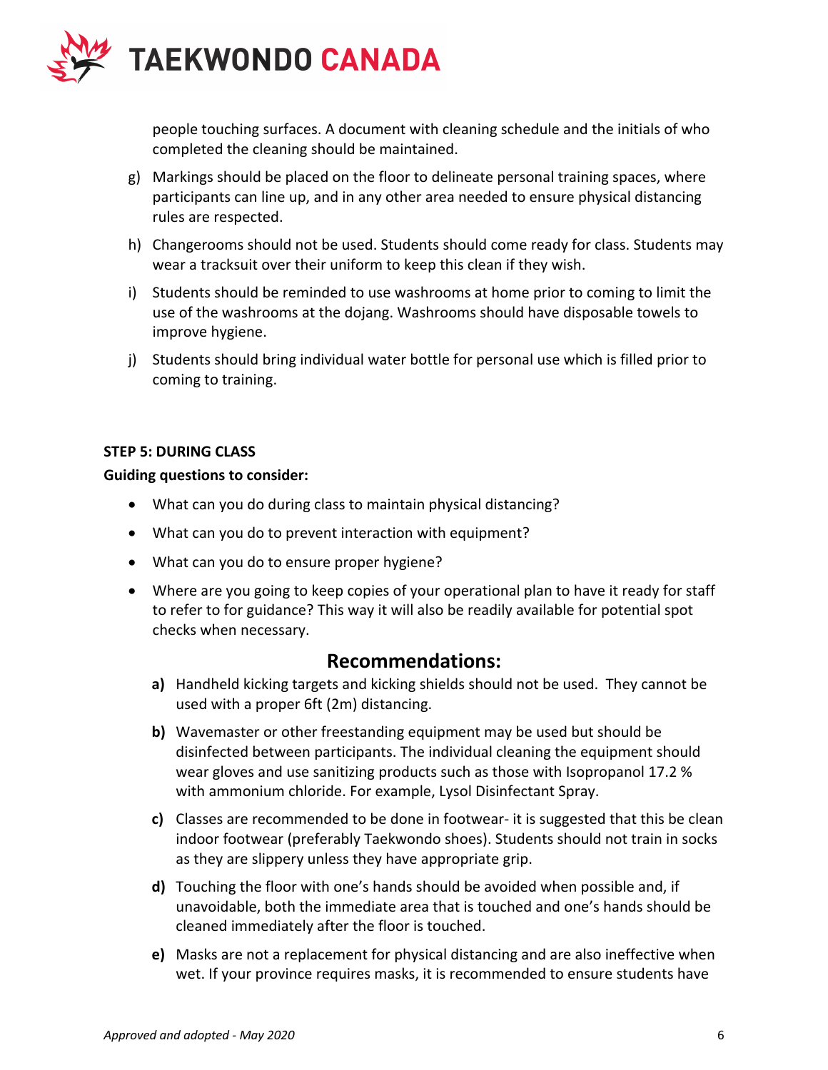people touching surfaces. A document with cleaning schedule and the initials of who completed the cleaning should be maintained.

g) Markings should be placed on the floor to delineate personal training spaces, where participants can line up, and in any other area needed to ensure physical distancing rules are respected.

h) Changerooms should not be used. Students should come ready for class. Students may wear a tracksuit over their uniform to keep this clean if they wish.

i) Students should be reminded to use washrooms at home prior to coming to limit the use of the washrooms at the dojang. Washrooms should have disposable towels to improve hygiene.

j) Students should bring individual water bottle for personal use which is filled prior to coming to training.

**STEP 5: DURING CLASS**

**Guiding questions to consider:**

- What can you do during class to maintain physical distancing?
- What can you do to prevent interaction with equipment?
- What can you do to ensure proper hygiene?
- Where are you going to keep copies of your operational plan to have it ready for staff to refer to for guidance? This way it will also be readily available for potential spot checks when necessary.

## Recommendations:

**a)** Handheld kicking targets and kicking shields should not be used. They cannot be used with a proper 6ft (2m) distancing.

**b)** Wavemaster or other freestanding equipment may be used but should be disinfected between participants. The individual cleaning the equipment should wear gloves and use sanitizing products such as those with Isopropanol 17.2 % with ammonium chloride. For example, Lysol Disinfectant Spray.

**c)** Classes are recommended to be done in footwear- it is suggested that this be clean indoor footwear (preferably Taekwondo shoes). Students should not train in socks as they are slippery unless they have appropriate grip.

**d)** Touching the floor with one's hands should be avoided when possible and, if unavoidable, both the immediate area that is touched and one's hands should be cleaned immediately after the floor is touched.

**e)** Masks are not a replacement for physical distancing and are also ineffective when wet. If your province requires masks, it is recommended to ensure students have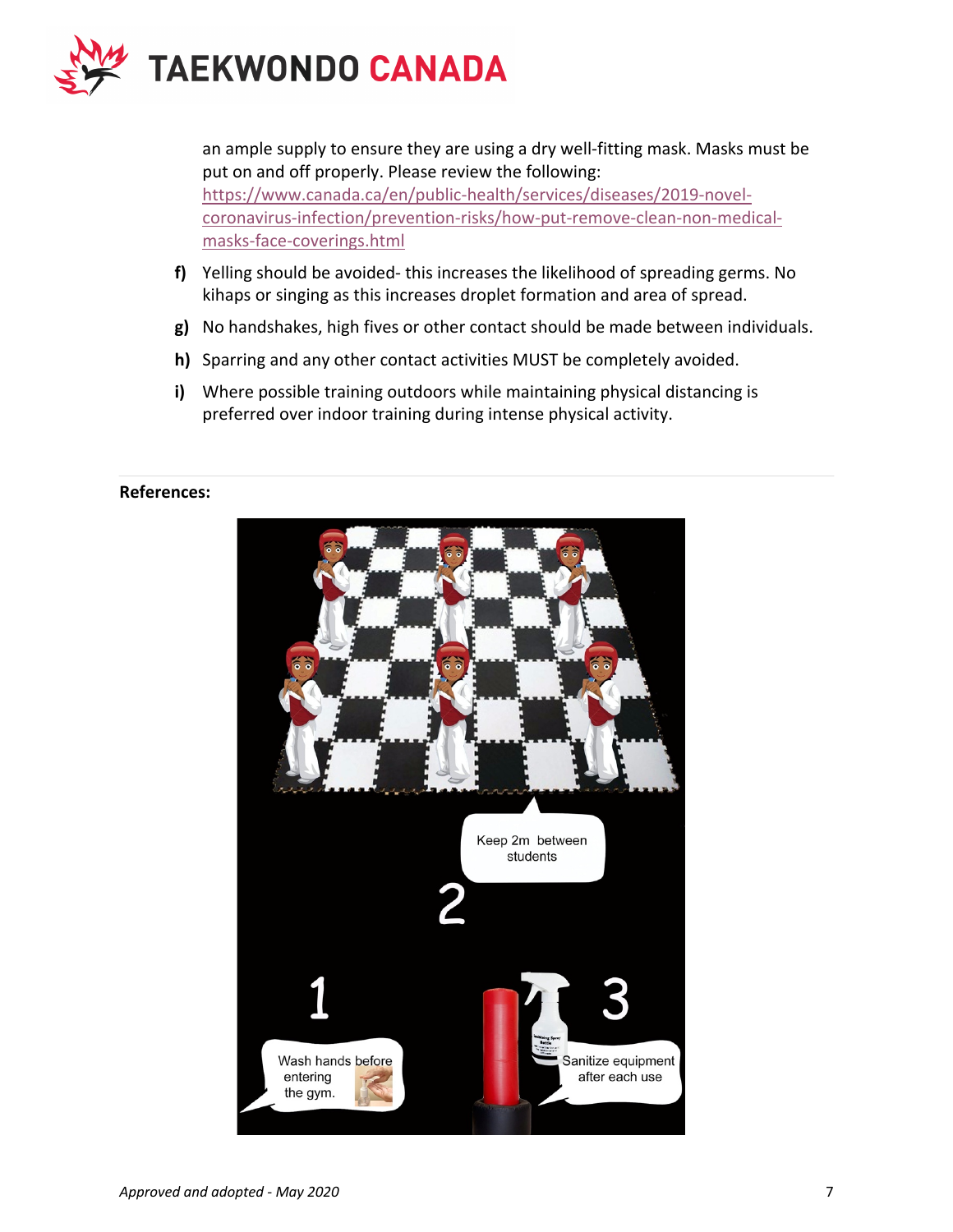an ample supply to ensure they are using a dry well-fitting mask. Masks must be put on and off properly. Please review the following: https://www.canada.ca/en/public-health/services/diseases/2019-novel-coronavirus-infection/prevention-risks/how-put-remove-clean-non-medical-masks-face-coverings.html

- **f)** Yelling should be avoided- this increases the likelihood of spreading germs. No kihaps or singing as this increases droplet formation and area of spread.
- **g)** No handshakes, high fives or other contact should be made between individuals.
- **h)** Sparring and any other contact activities MUST be completely avoided.
- **i)** Where possible training outdoors while maintaining physical distancing is preferred over indoor training during intense physical activity.

---

**References:**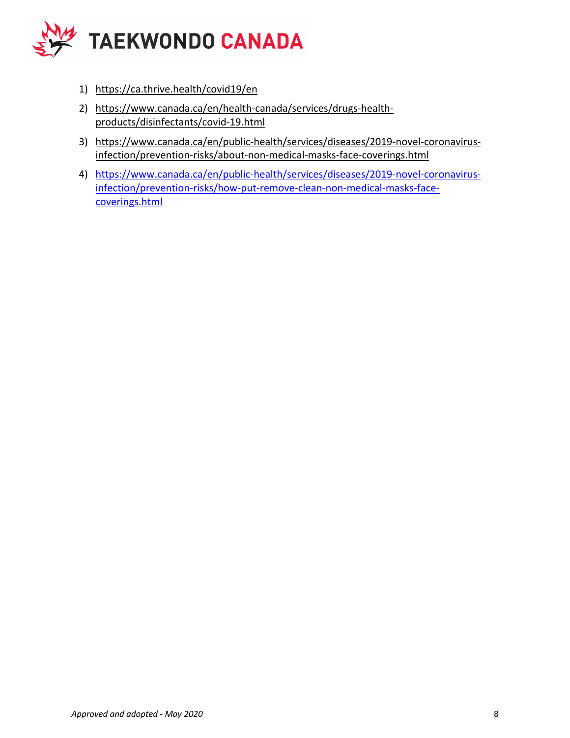1) https://ca.thrive.health/covid19/en
2) https://www.canada.ca/en/health-canada/services/drugs-health-products/disinfectants/covid-19.html
3) https://www.canada.ca/en/public-health/services/diseases/2019-novel-coronavirus-infection/prevention-risks/about-non-medical-masks-face-coverings.html
4) https://www.canada.ca/en/public-health/services/diseases/2019-novel-coronavirus-infection/prevention-risks/how-put-remove-clean-non-medical-masks-face-coverings.html